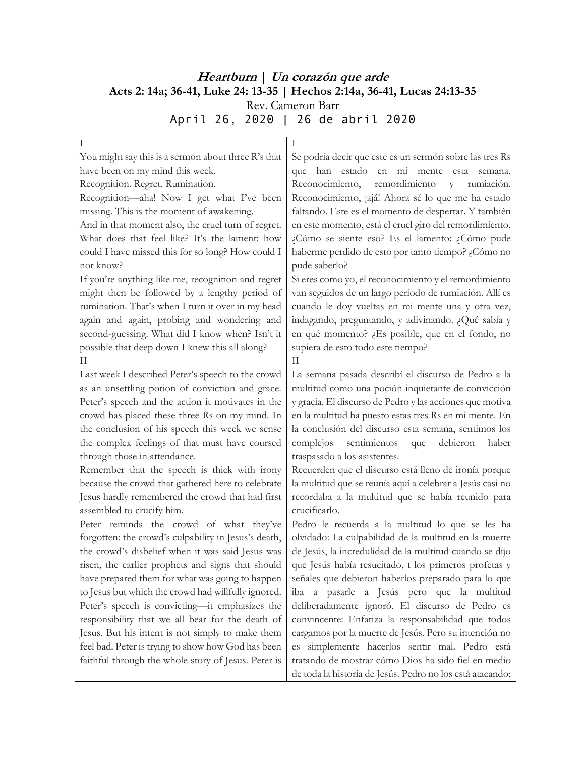# *Heartburn | Un corazón que arde*

**Acts 2: 14a; 36-41, Luke 24: 13-35 | Hechos 2:14a, 36-41, Lucas 24:13-35**

Rev. Cameron Barr

April 26, 2020 | 26 de abril 2020

| | |
|---|---|
| I<br>You might say this is a sermon about three R's that have been on my mind this week.<br>Recognition. Regret. Rumination.<br>Recognition—aha! Now I get what I've been missing. This is the moment of awakening.<br>And in that moment also, the cruel turn of regret. What does that feel like? It's the lament: how could I have missed this for so long? How could I not know?<br>If you're anything like me, recognition and regret might then be followed by a lengthy period of rumination. That's when I turn it over in my head again and again, probing and wondering and second-guessing. What did I know when? Isn't it possible that deep down I knew this all along? | I<br>Se podría decir que este es un sermón sobre las tres Rs que han estado en mi mente esta semana. Reconocimiento, remordimiento y rumiación. Reconocimiento, ¡ajá! Ahora sé lo que me ha estado faltando. Este es el momento de despertar. Y también en este momento, está el cruel giro del remordimiento. ¿Cómo se siente eso? Es el lamento: ¿Cómo pude haberme perdido de esto por tanto tiempo? ¿Cómo no pude saberlo?<br>Si eres como yo, el reconocimiento y el remordimiento van seguidos de un largo período de rumiación. Allí es cuando le doy vueltas en mi mente una y otra vez, indagando, preguntando, y adivinando. ¿Qué sabía y en qué momento? ¿Es posible, que en el fondo, no supiera de esto todo este tiempo? |
| II<br>Last week I described Peter's speech to the crowd as an unsettling potion of conviction and grace. Peter's speech and the action it motivates in the crowd has placed these three Rs on my mind. In the conclusion of his speech this week we sense the complex feelings of that must have coursed through those in attendance.<br>Remember that the speech is thick with irony because the crowd that gathered here to celebrate Jesus hardly remembered the crowd that had first assembled to crucify him.<br>Peter reminds the crowd of what they've forgotten: the crowd's culpability in Jesus's death, the crowd's disbelief when it was said Jesus was risen, the earlier prophets and signs that should have prepared them for what was going to happen to Jesus but which the crowd had willfully ignored. Peter's speech is convicting—it emphasizes the responsibility that we all bear for the death of Jesus. But his intent is not simply to make them feel bad. Peter is trying to show how God has been faithful through the whole story of Jesus. Peter is | II<br>La semana pasada describí el discurso de Pedro a la multitud como una poción inquietante de convicción y gracia. El discurso de Pedro y las acciones que motiva en la multitud ha puesto estas tres Rs en mi mente. En la conclusión del discurso esta semana, sentimos los complejos sentimientos que debieron haber traspasado a los asistentes.<br>Recuerden que el discurso está lleno de ironía porque la multitud que se reunía aquí a celebrar a Jesús casi no recordaba a la multitud que se había reunido para crucificarlo.<br>Pedro le recuerda a la multitud lo que se les ha olvidado: La culpabilidad de la multitud en la muerte de Jesús, la incredulidad de la multitud cuando se dijo que Jesús había resucitado, t los primeros profetas y señales que debieron haberlos preparado para lo que iba a pasarle a Jesús pero que la multitud deliberadamente ignoró. El discurso de Pedro es convincente: Enfatiza la responsabilidad que todos cargamos por la muerte de Jesús. Pero su intención no es simplemente hacerlos sentir mal. Pedro está tratando de mostrar cómo Dios ha sido fiel en medio de toda la historia de Jesús. Pedro no los está atacando; |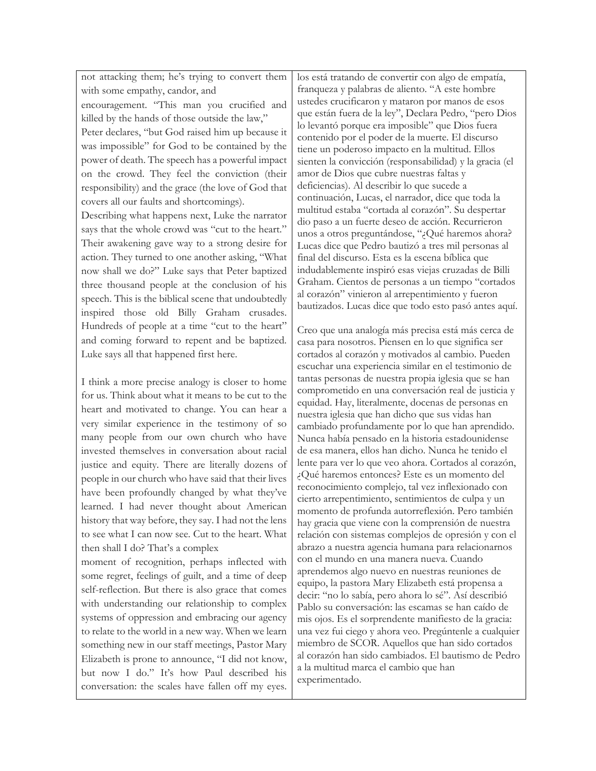| | |
|---|---|
| not attacking them; he's trying to convert them with some empathy, candor, and encouragement. "This man you crucified and killed by the hands of those outside the law," Peter declares, "but God raised him up because it was impossible" for God to be contained by the power of death. The speech has a powerful impact on the crowd. They feel the conviction (their responsibility) and the grace (the love of God that covers all our faults and shortcomings). Describing what happens next, Luke the narrator says that the whole crowd was "cut to the heart." Their awakening gave way to a strong desire for action. They turned to one another asking, "What now shall we do?" Luke says that Peter baptized three thousand people at the conclusion of his speech. This is the biblical scene that undoubtedly inspired those old Billy Graham crusades. Hundreds of people at a time "cut to the heart" and coming forward to repent and be baptized. Luke says all that happened first here. | los está tratando de convertir con algo de empatía, franqueza y palabras de aliento. "A este hombre ustedes crucificaron y mataron por manos de esos que están fuera de la ley", Declara Pedro, "pero Dios lo levantó porque era imposible" que Dios fuera contenido por el poder de la muerte. El discurso tiene un poderoso impacto en la multitud. Ellos sienten la convicción (responsabilidad) y la gracia (el amor de Dios que cubre nuestras faltas y deficiencias). Al describir lo que sucede a continuación, Lucas, el narrador, dice que toda la multitud estaba "cortada al corazón". Su despertar dio paso a un fuerte deseo de acción. Recurrieron unos a otros preguntándose, "¿Qué haremos ahora? Lucas dice que Pedro bautizó a tres mil personas al final del discurso. Esta es la escena bíblica que indudablemente inspiró esas viejas cruzadas de Billi Graham. Cientos de personas a un tiempo "cortados al corazón" vinieron al arrepentimiento y fueron bautizados. Lucas dice que todo esto pasó antes aquí. |
| I think a more precise analogy is closer to home for us. Think about what it means to be cut to the heart and motivated to change. You can hear a very similar experience in the testimony of so many people from our own church who have invested themselves in conversation about racial justice and equity. There are literally dozens of people in our church who have said that their lives have been profoundly changed by what they've learned. I had never thought about American history that way before, they say. I had not the lens to see what I can now see. Cut to the heart. What then shall I do? That's a complex moment of recognition, perhaps inflected with some regret, feelings of guilt, and a time of deep self-reflection. But there is also grace that comes with understanding our relationship to complex systems of oppression and embracing our agency to relate to the world in a new way. When we learn something new in our staff meetings, Pastor Mary Elizabeth is prone to announce, "I did not know, but now I do." It's how Paul described his conversation: the scales have fallen off my eyes. | Creo que una analogía más precisa está más cerca de casa para nosotros. Piensen en lo que significa ser cortados al corazón y motivados al cambio. Pueden escuchar una experiencia similar en el testimonio de tantas personas de nuestra propia iglesia que se han comprometido en una conversación real de justicia y equidad. Hay, literalmente, docenas de personas en nuestra iglesia que han dicho que sus vidas han cambiado profundamente por lo que han aprendido. Nunca había pensado en la historia estadounidense de esa manera, ellos han dicho. Nunca he tenido el lente para ver lo que veo ahora. Cortados al corazón, ¿Qué haremos entonces? Este es un momento del reconocimiento complejo, tal vez inflexionado con cierto arrepentimiento, sentimientos de culpa y un momento de profunda autorreflexión. Pero también hay gracia que viene con la comprensión de nuestra relación con sistemas complejos de opresión y con el abrazo a nuestra agencia humana para relacionarnos con el mundo en una manera nueva. Cuando aprendemos algo nuevo en nuestras reuniones de equipo, la pastora Mary Elizabeth está propensa a decir: "no lo sabía, pero ahora lo sé". Así describió Pablo su conversación: las escamas se han caído de mis ojos. Es el sorprendente manifiesto de la gracia: una vez fui ciego y ahora veo. Pregúntenle a cualquier miembro de SCOR. Aquellos que han sido cortados al corazón han sido cambiados. El bautismo de Pedro a la multitud marca el cambio que han experimentado. |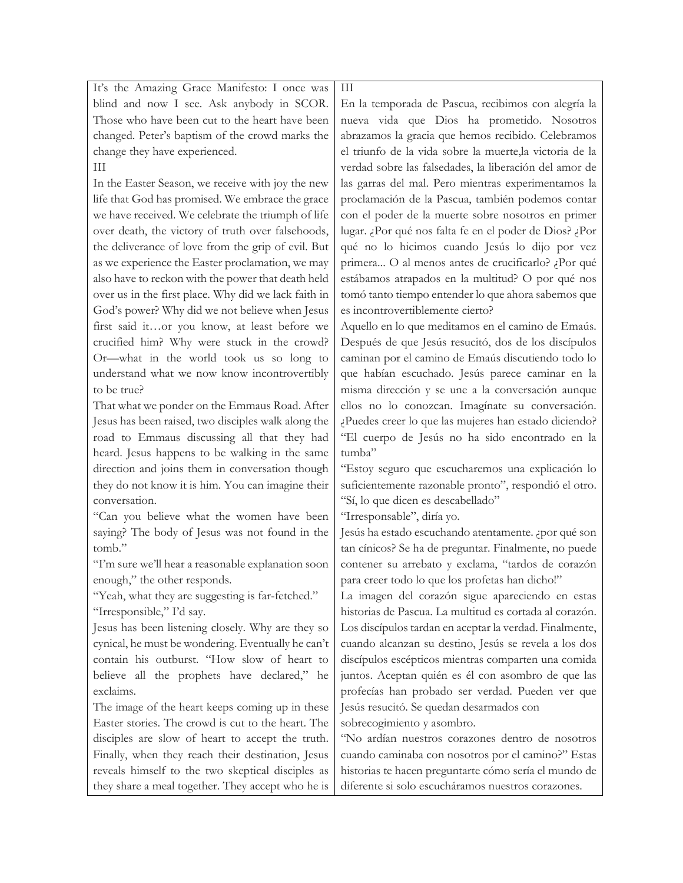It's the Amazing Grace Manifesto: I once was blind and now I see. Ask anybody in SCOR. Those who have been cut to the heart have been changed. Peter's baptism of the crowd marks the change they have experienced.

III

In the Easter Season, we receive with joy the new life that God has promised. We embrace the grace we have received. We celebrate the triumph of life over death, the victory of truth over falsehoods, the deliverance of love from the grip of evil. But as we experience the Easter proclamation, we may also have to reckon with the power that death held over us in the first place. Why did we lack faith in God's power? Why did we not believe when Jesus first said it…or you know, at least before we crucified him? Why were stuck in the crowd? Or—what in the world took us so long to understand what we now know incontrovertibly to be true?

That what we ponder on the Emmaus Road. After Jesus has been raised, two disciples walk along the road to Emmaus discussing all that they had heard. Jesus happens to be walking in the same direction and joins them in conversation though they do not know it is him. You can imagine their conversation.

"Can you believe what the women have been saying? The body of Jesus was not found in the tomb."

"I'm sure we'll hear a reasonable explanation soon enough," the other responds.

"Yeah, what they are suggesting is far-fetched."

"Irresponsible," I'd say.

Jesus has been listening closely. Why are they so cynical, he must be wondering. Eventually he can't contain his outburst. "How slow of heart to believe all the prophets have declared," he exclaims.

The image of the heart keeps coming up in these Easter stories. The crowd is cut to the heart. The disciples are slow of heart to accept the truth. Finally, when they reach their destination, Jesus reveals himself to the two skeptical disciples as they share a meal together. They accept who he is

III

En la temporada de Pascua, recibimos con alegría la nueva vida que Dios ha prometido. Nosotros abrazamos la gracia que hemos recibido. Celebramos el triunfo de la vida sobre la muerte,la victoria de la verdad sobre las falsedades, la liberación del amor de las garras del mal. Pero mientras experimentamos la proclamación de la Pascua, también podemos contar con el poder de la muerte sobre nosotros en primer lugar. ¿Por qué nos falta fe en el poder de Dios? ¿Por qué no lo hicimos cuando Jesús lo dijo por vez primera... O al menos antes de crucificarlo? ¿Por qué estábamos atrapados en la multitud? O por qué nos tomó tanto tiempo entender lo que ahora sabemos que es incontrovertiblemente cierto?

Aquello en lo que meditamos en el camino de Emaús. Después de que Jesús resucitó, dos de los discípulos caminan por el camino de Emaús discutiendo todo lo que habían escuchado. Jesús parece caminar en la misma dirección y se une a la conversación aunque ellos no lo conozcan. Imagínate su conversación. ¿Puedes creer lo que las mujeres han estado diciendo? "El cuerpo de Jesús no ha sido encontrado en la tumba"

"Estoy seguro que escucharemos una explicación lo suficientemente razonable pronto", respondió el otro.

"Sí, lo que dicen es descabellado"

"Irresponsable", diría yo.

Jesús ha estado escuchando atentamente. ¿por qué son tan cínicos? Se ha de preguntar. Finalmente, no puede contener su arrebato y exclama, "tardos de corazón para creer todo lo que los profetas han dicho!"

La imagen del corazón sigue apareciendo en estas historias de Pascua. La multitud es cortada al corazón. Los discípulos tardan en aceptar la verdad. Finalmente, cuando alcanzan su destino, Jesús se revela a los dos discípulos escépticos mientras comparten una comida juntos. Aceptan quién es él con asombro de que las profecías han probado ser verdad. Pueden ver que Jesús resucitó. Se quedan desarmados con sobrecogimiento y asombro.

"No ardían nuestros corazones dentro de nosotros cuando caminaba con nosotros por el camino?" Estas historias te hacen preguntarte cómo sería el mundo de diferente si solo escucháramos nuestros corazones.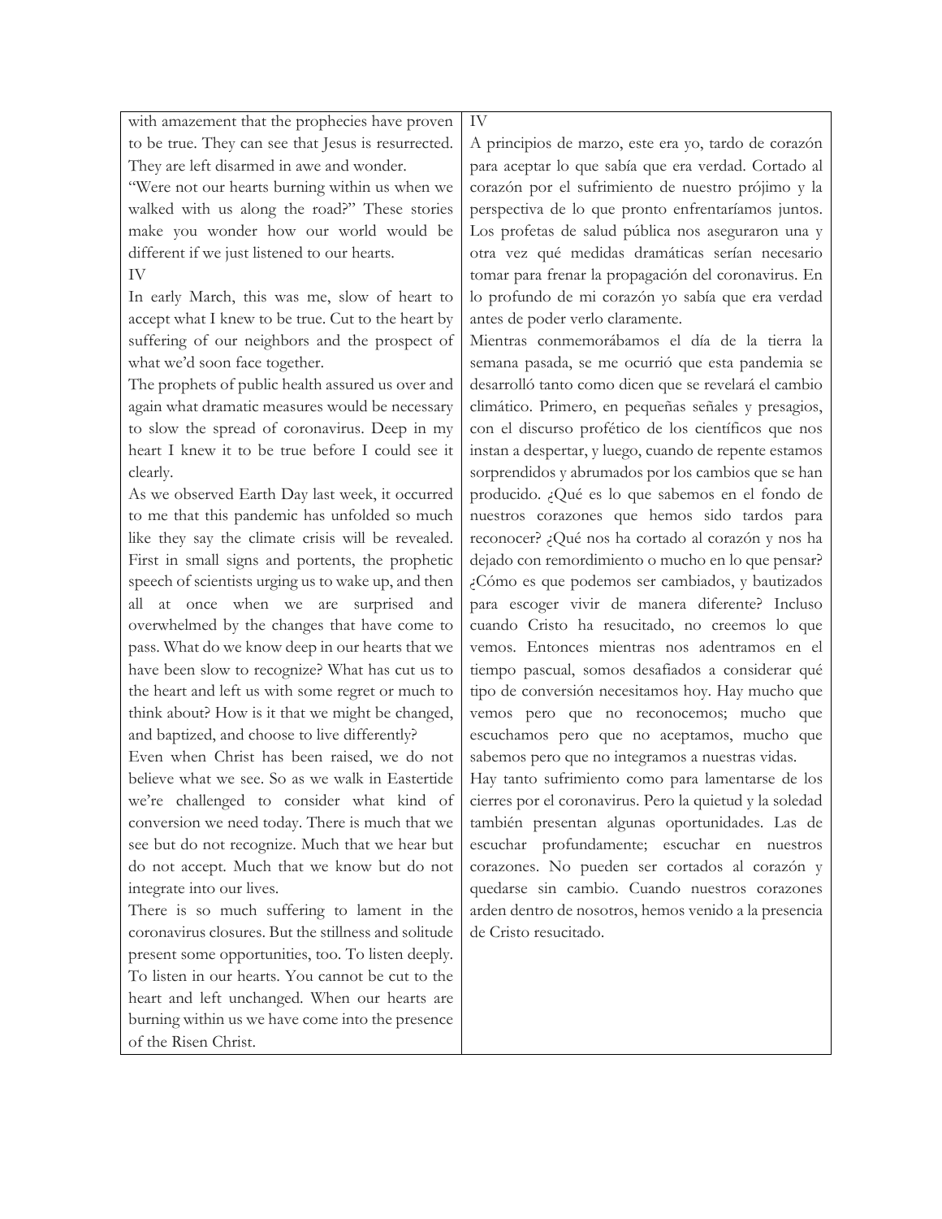with amazement that the prophecies have proven to be true. They can see that Jesus is resurrected. They are left disarmed in awe and wonder.

"Were not our hearts burning within us when we walked with us along the road?" These stories make you wonder how our world would be different if we just listened to our hearts.

IV

In early March, this was me, slow of heart to accept what I knew to be true. Cut to the heart by suffering of our neighbors and the prospect of what we'd soon face together.

The prophets of public health assured us over and again what dramatic measures would be necessary to slow the spread of coronavirus. Deep in my heart I knew it to be true before I could see it clearly.

As we observed Earth Day last week, it occurred to me that this pandemic has unfolded so much like they say the climate crisis will be revealed. First in small signs and portents, the prophetic speech of scientists urging us to wake up, and then all at once when we are surprised and overwhelmed by the changes that have come to pass. What do we know deep in our hearts that we have been slow to recognize? What has cut us to the heart and left us with some regret or much to think about? How is it that we might be changed, and baptized, and choose to live differently?

Even when Christ has been raised, we do not believe what we see. So as we walk in Eastertide we're challenged to consider what kind of conversion we need today. There is much that we see but do not recognize. Much that we hear but do not accept. Much that we know but do not integrate into our lives.

There is so much suffering to lament in the coronavirus closures. But the stillness and solitude present some opportunities, too. To listen deeply. To listen in our hearts. You cannot be cut to the heart and left unchanged. When our hearts are burning within us we have come into the presence of the Risen Christ.

IV

A principios de marzo, este era yo, tardo de corazón para aceptar lo que sabía que era verdad. Cortado al corazón por el sufrimiento de nuestro prójimo y la perspectiva de lo que pronto enfrentaríamos juntos. Los profetas de salud pública nos aseguraron una y otra vez qué medidas dramáticas serían necesario tomar para frenar la propagación del coronavirus. En lo profundo de mi corazón yo sabía que era verdad antes de poder verlo claramente.

Mientras conmemorábamos el día de la tierra la semana pasada, se me ocurrió que esta pandemia se desarrolló tanto como dicen que se revelará el cambio climático. Primero, en pequeñas señales y presagios, con el discurso profético de los científicos que nos instan a despertar, y luego, cuando de repente estamos sorprendidos y abrumados por los cambios que se han producido. ¿Qué es lo que sabemos en el fondo de nuestros corazones que hemos sido tardos para reconocer? ¿Qué nos ha cortado al corazón y nos ha dejado con remordimiento o mucho en lo que pensar? ¿Cómo es que podemos ser cambiados, y bautizados para escoger vivir de manera diferente? Incluso cuando Cristo ha resucitado, no creemos lo que vemos. Entonces mientras nos adentramos en el tiempo pascual, somos desafiados a considerar qué tipo de conversión necesitamos hoy. Hay mucho que vemos pero que no reconocemos; mucho que escuchamos pero que no aceptamos, mucho que sabemos pero que no integramos a nuestras vidas.

Hay tanto sufrimiento como para lamentarse de los cierres por el coronavirus. Pero la quietud y la soledad también presentan algunas oportunidades. Las de escuchar profundamente; escuchar en nuestros corazones. No pueden ser cortados al corazón y quedarse sin cambio. Cuando nuestros corazones arden dentro de nosotros, hemos venido a la presencia de Cristo resucitado.